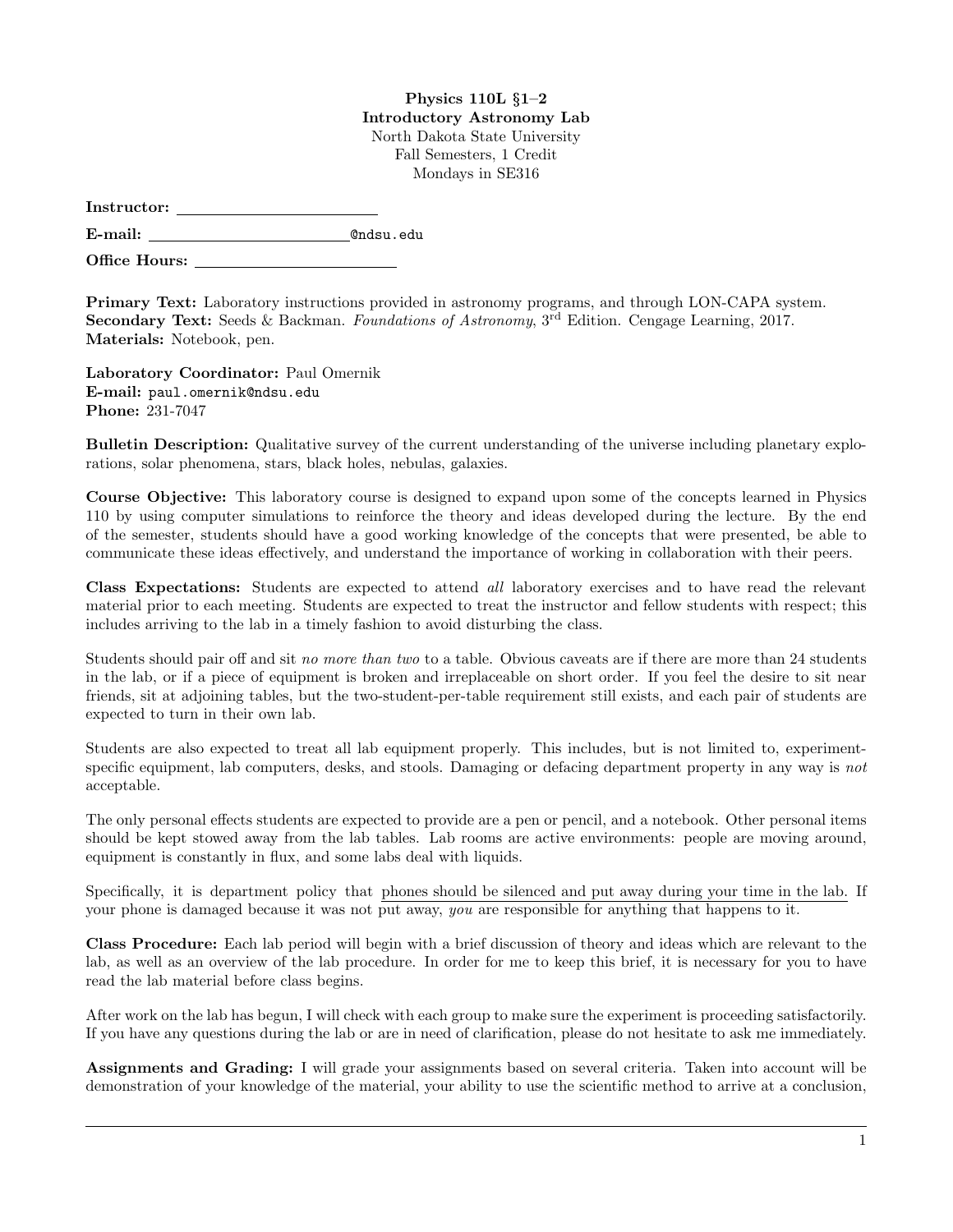**Physics 110L §1–2**
**Introductory Astronomy Lab**
North Dakota State University
Fall Semesters, 1 Credit
Mondays in SE316

**Instructor:** \_\_\_\_\_\_\_\_\_\_\_\_\_\_\_\_\_\_\_\_\_\_\_\_

**E-mail:** \_\_\_\_\_\_\_\_\_\_\_\_\_\_\_\_\_\_\_\_\_\_\_\_@ndsu.edu

**Office Hours:** \_\_\_\_\_\_\_\_\_\_\_\_\_\_\_\_\_\_\_\_\_\_\_\_

**Primary Text:** Laboratory instructions provided in astronomy programs, and through LON-CAPA system.
**Secondary Text:** Seeds & Backman. *Foundations of Astronomy*, 3rd Edition. Cengage Learning, 2017.
**Materials:** Notebook, pen.

**Laboratory Coordinator:** Paul Omernik
**E-mail:** paul.omernik@ndsu.edu
**Phone:** 231-7047

**Bulletin Description:** Qualitative survey of the current understanding of the universe including planetary explorations, solar phenomena, stars, black holes, nebulas, galaxies.

**Course Objective:** This laboratory course is designed to expand upon some of the concepts learned in Physics 110 by using computer simulations to reinforce the theory and ideas developed during the lecture. By the end of the semester, students should have a good working knowledge of the concepts that were presented, be able to communicate these ideas effectively, and understand the importance of working in collaboration with their peers.

**Class Expectations:** Students are expected to attend *all* laboratory exercises and to have read the relevant material prior to each meeting. Students are expected to treat the instructor and fellow students with respect; this includes arriving to the lab in a timely fashion to avoid disturbing the class.

Students should pair off and sit *no more than two* to a table. Obvious caveats are if there are more than 24 students in the lab, or if a piece of equipment is broken and irreplaceable on short order. If you feel the desire to sit near friends, sit at adjoining tables, but the two-student-per-table requirement still exists, and each pair of students are expected to turn in their own lab.

Students are also expected to treat all lab equipment properly. This includes, but is not limited to, experiment-specific equipment, lab computers, desks, and stools. Damaging or defacing department property in any way is *not* acceptable.

The only personal effects students are expected to provide are a pen or pencil, and a notebook. Other personal items should be kept stowed away from the lab tables. Lab rooms are active environments: people are moving around, equipment is constantly in flux, and some labs deal with liquids.

Specifically, it is department policy that <u>phones should be silenced and put away during your time in the lab.</u> If your phone is damaged because it was not put away, *you* are responsible for anything that happens to it.

**Class Procedure:** Each lab period will begin with a brief discussion of theory and ideas which are relevant to the lab, as well as an overview of the lab procedure. In order for me to keep this brief, it is necessary for you to have read the lab material before class begins.

After work on the lab has begun, I will check with each group to make sure the experiment is proceeding satisfactorily. If you have any questions during the lab or are in need of clarification, please do not hesitate to ask me immediately.

**Assignments and Grading:** I will grade your assignments based on several criteria. Taken into account will be demonstration of your knowledge of the material, your ability to use the scientific method to arrive at a conclusion,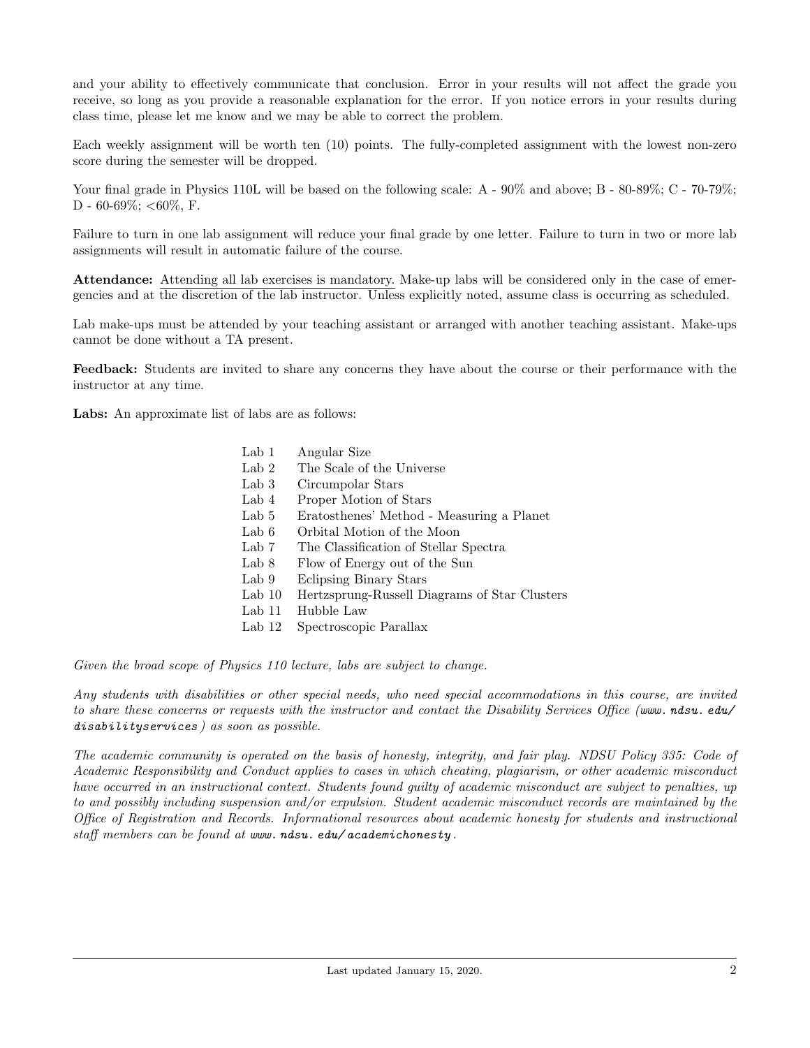and your ability to effectively communicate that conclusion. Error in your results will not affect the grade you receive, so long as you provide a reasonable explanation for the error. If you notice errors in your results during class time, please let me know and we may be able to correct the problem.

Each weekly assignment will be worth ten (10) points. The fully-completed assignment with the lowest non-zero score during the semester will be dropped.

Your final grade in Physics 110L will be based on the following scale: A - 90% and above; B - 80-89%; C - 70-79%; D - 60-69%; <60%, F.

Failure to turn in one lab assignment will reduce your final grade by one letter. Failure to turn in two or more lab assignments will result in automatic failure of the course.

**Attendance:** Attending all lab exercises is mandatory. Make-up labs will be considered only in the case of emergencies and at the discretion of the lab instructor. Unless explicitly noted, assume class is occurring as scheduled.

Lab make-ups must be attended by your teaching assistant or arranged with another teaching assistant. Make-ups cannot be done without a TA present.

**Feedback:** Students are invited to share any concerns they have about the course or their performance with the instructor at any time.

**Labs:** An approximate list of labs are as follows:

| | |
|---|---|
| Lab 1 | Angular Size |
| Lab 2 | The Scale of the Universe |
| Lab 3 | Circumpolar Stars |
| Lab 4 | Proper Motion of Stars |
| Lab 5 | Eratosthenes' Method - Measuring a Planet |
| Lab 6 | Orbital Motion of the Moon |
| Lab 7 | The Classification of Stellar Spectra |
| Lab 8 | Flow of Energy out of the Sun |
| Lab 9 | Eclipsing Binary Stars |
| Lab 10 | Hertzsprung-Russell Diagrams of Star Clusters |
| Lab 11 | Hubble Law |
| Lab 12 | Spectroscopic Parallax |

*Given the broad scope of Physics 110 lecture, labs are subject to change.*

*Any students with disabilities or other special needs, who need special accommodations in this course, are invited to share these concerns or requests with the instructor and contact the Disability Services Office (`www.ndsu.edu/disabilityservices`) as soon as possible.*

*The academic community is operated on the basis of honesty, integrity, and fair play. NDSU Policy 335: Code of Academic Responsibility and Conduct applies to cases in which cheating, plagiarism, or other academic misconduct have occurred in an instructional context. Students found guilty of academic misconduct are subject to penalties, up to and possibly including suspension and/or expulsion. Student academic misconduct records are maintained by the Office of Registration and Records. Informational resources about academic honesty for students and instructional staff members can be found at `www.ndsu.edu/academichonesty`.*

Last updated January 15, 2020.